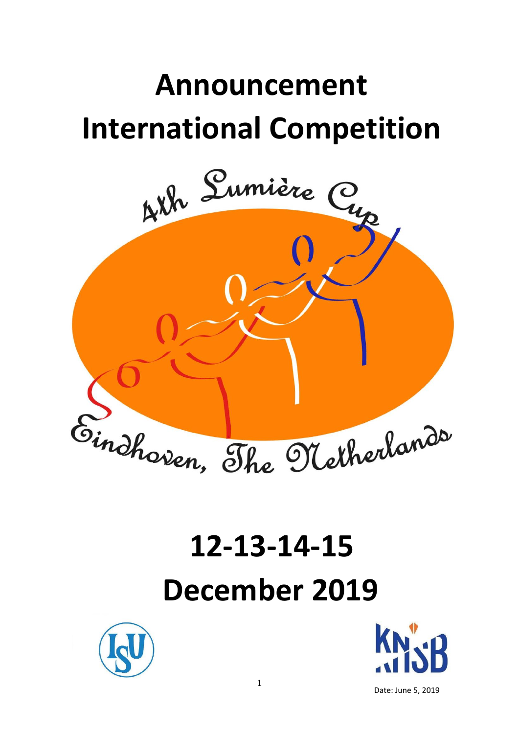# Announcement
# International Competition

4th Lumière Cup

Eindhoven, The Netherlands

# 12-13-14-15
# December 2019

Date: June 5, 2019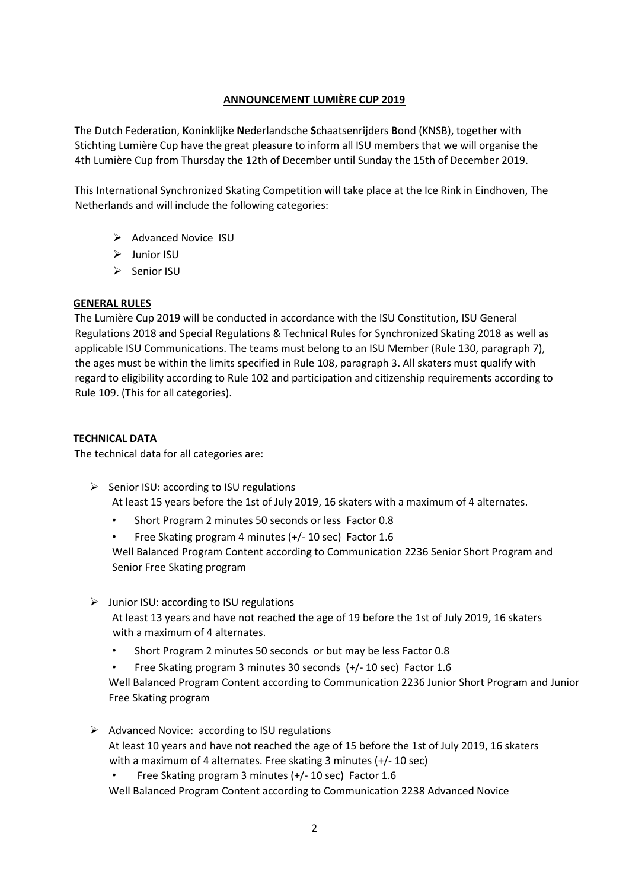## ANNOUNCEMENT LUMIÈRE CUP 2019

The Dutch Federation, **K**oninklijke **N**ederlandsche **S**chaatsenrijders **B**ond (KNSB), together with Stichting Lumière Cup have the great pleasure to inform all ISU members that we will organise the 4th Lumière Cup from Thursday the 12th of December until Sunday the 15th of December 2019.

This International Synchronized Skating Competition will take place at the Ice Rink in Eindhoven, The Netherlands and will include the following categories:

- Advanced Novice ISU
- Junior ISU
- Senior ISU

### GENERAL RULES

The Lumière Cup 2019 will be conducted in accordance with the ISU Constitution, ISU General Regulations 2018 and Special Regulations & Technical Rules for Synchronized Skating 2018 as well as applicable ISU Communications. The teams must belong to an ISU Member (Rule 130, paragraph 7), the ages must be within the limits specified in Rule 108, paragraph 3. All skaters must qualify with regard to eligibility according to Rule 102 and participation and citizenship requirements according to Rule 109. (This for all categories).

### TECHNICAL DATA

The technical data for all categories are:

- Senior ISU: according to ISU regulations
  At least 15 years before the 1st of July 2019, 16 skaters with a maximum of 4 alternates.
  - Short Program 2 minutes 50 seconds or less Factor 0.8
  - Free Skating program 4 minutes (+/- 10 sec) Factor 1.6

  Well Balanced Program Content according to Communication 2236 Senior Short Program and Senior Free Skating program

- Junior ISU: according to ISU regulations
  At least 13 years and have not reached the age of 19 before the 1st of July 2019, 16 skaters with a maximum of 4 alternates.
  - Short Program 2 minutes 50 seconds or but may be less Factor 0.8
  - Free Skating program 3 minutes 30 seconds (+/- 10 sec) Factor 1.6

  Well Balanced Program Content according to Communication 2236 Junior Short Program and Junior Free Skating program

- Advanced Novice: according to ISU regulations
  At least 10 years and have not reached the age of 15 before the 1st of July 2019, 16 skaters with a maximum of 4 alternates. Free skating 3 minutes (+/- 10 sec)
  - Free Skating program 3 minutes (+/- 10 sec) Factor 1.6

  Well Balanced Program Content according to Communication 2238 Advanced Novice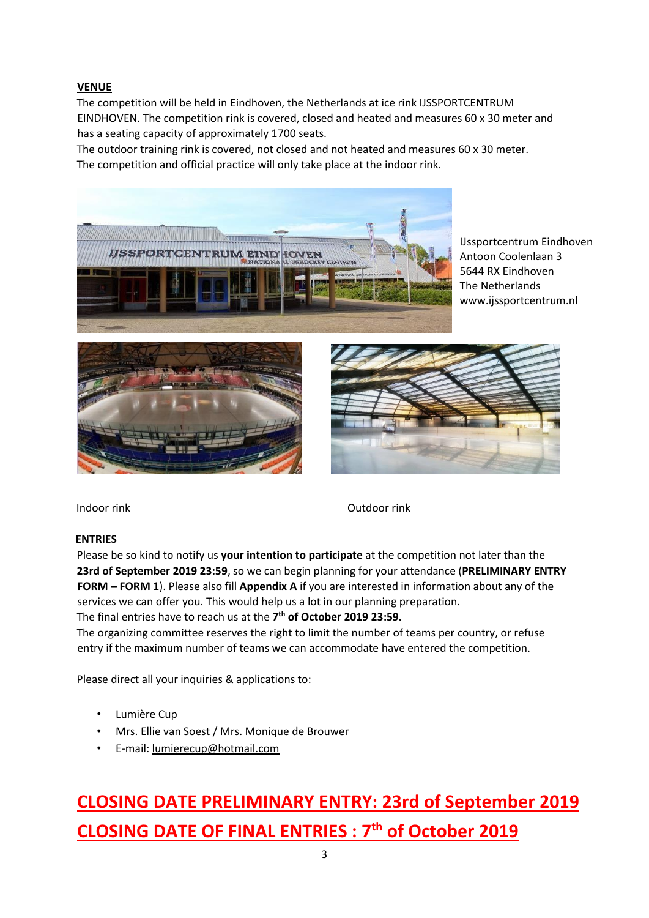## VENUE

The competition will be held in Eindhoven, the Netherlands at ice rink IJSSPORTCENTRUM EINDHOVEN. The competition rink is covered, closed and heated and measures 60 x 30 meter and has a seating capacity of approximately 1700 seats.
The outdoor training rink is covered, not closed and not heated and measures 60 x 30 meter.
The competition and official practice will only take place at the indoor rink.

IJssportcentrum Eindhoven
Antoon Coolenlaan 3
5644 RX Eindhoven
The Netherlands
www.ijssportcentrum.nl

Indoor rink

Outdoor rink

## ENTRIES

Please be so kind to notify us **your intention to participate** at the competition not later than the **23rd of September 2019 23:59**, so we can begin planning for your attendance (**PRELIMINARY ENTRY FORM – FORM 1**). Please also fill **Appendix A** if you are interested in information about any of the services we can offer you. This would help us a lot in our planning preparation.
The final entries have to reach us at the **7th of October 2019 23:59.**
The organizing committee reserves the right to limit the number of teams per country, or refuse entry if the maximum number of teams we can accommodate have entered the competition.

Please direct all your inquiries & applications to:

- Lumière Cup
- Mrs. Ellie van Soest / Mrs. Monique de Brouwer
- E-mail: lumierecup@hotmail.com

## CLOSING DATE PRELIMINARY ENTRY: 23rd of September 2019

## CLOSING DATE OF FINAL ENTRIES : 7th of October 2019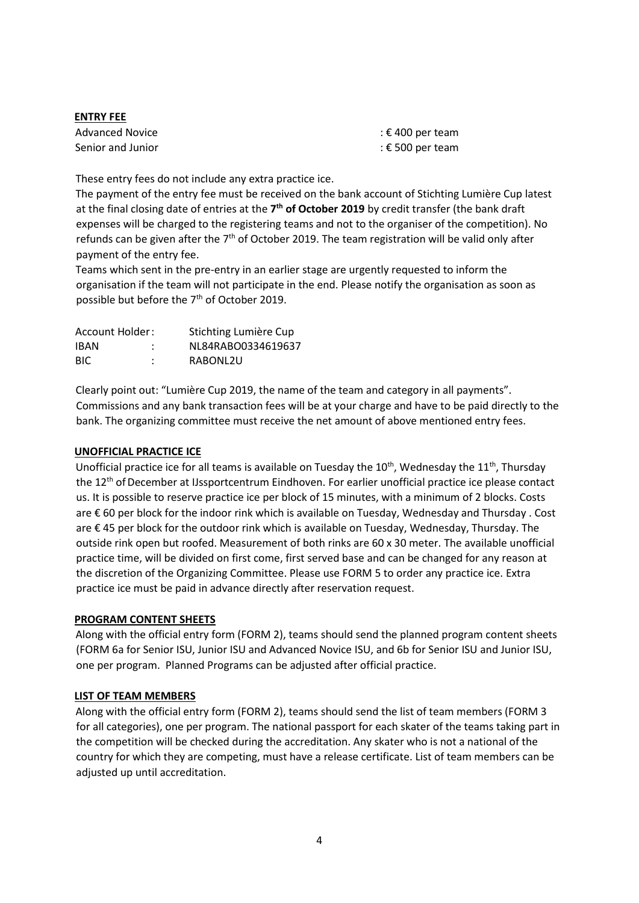**ENTRY FEE**

| | |
|---|---|
| Advanced Novice | : € 400 per team |
| Senior and Junior | : € 500 per team |

These entry fees do not include any extra practice ice.

The payment of the entry fee must be received on the bank account of Stichting Lumière Cup latest at the final closing date of entries at the **7th of October 2019** by credit transfer (the bank draft expenses will be charged to the registering teams and not to the organiser of the competition). No refunds can be given after the 7th of October 2019. The team registration will be valid only after payment of the entry fee.

Teams which sent in the pre-entry in an earlier stage are urgently requested to inform the organisation if the team will not participate in the end. Please notify the organisation as soon as possible but before the 7th of October 2019.

| | | |
|---|---|---|
| Account Holder | : | Stichting Lumière Cup |
| IBAN | : | NL84RABO0334619637 |
| BIC | : | RABONL2U |

Clearly point out: "Lumière Cup 2019, the name of the team and category in all payments". Commissions and any bank transaction fees will be at your charge and have to be paid directly to the bank. The organizing committee must receive the net amount of above mentioned entry fees.

**UNOFFICIAL PRACTICE ICE**

Unofficial practice ice for all teams is available on Tuesday the 10th, Wednesday the 11th, Thursday the 12th of December at IJssportcentrum Eindhoven. For earlier unofficial practice ice please contact us. It is possible to reserve practice ice per block of 15 minutes, with a minimum of 2 blocks. Costs are € 60 per block for the indoor rink which is available on Tuesday, Wednesday and Thursday . Cost are € 45 per block for the outdoor rink which is available on Tuesday, Wednesday, Thursday. The outside rink open but roofed. Measurement of both rinks are 60 x 30 meter. The available unofficial practice time, will be divided on first come, first served base and can be changed for any reason at the discretion of the Organizing Committee. Please use FORM 5 to order any practice ice. Extra practice ice must be paid in advance directly after reservation request.

**PROGRAM CONTENT SHEETS**

Along with the official entry form (FORM 2), teams should send the planned program content sheets (FORM 6a for Senior ISU, Junior ISU and Advanced Novice ISU, and 6b for Senior ISU and Junior ISU, one per program. Planned Programs can be adjusted after official practice.

**LIST OF TEAM MEMBERS**

Along with the official entry form (FORM 2), teams should send the list of team members (FORM 3 for all categories), one per program. The national passport for each skater of the teams taking part in the competition will be checked during the accreditation. Any skater who is not a national of the country for which they are competing, must have a release certificate. List of team members can be adjusted up until accreditation.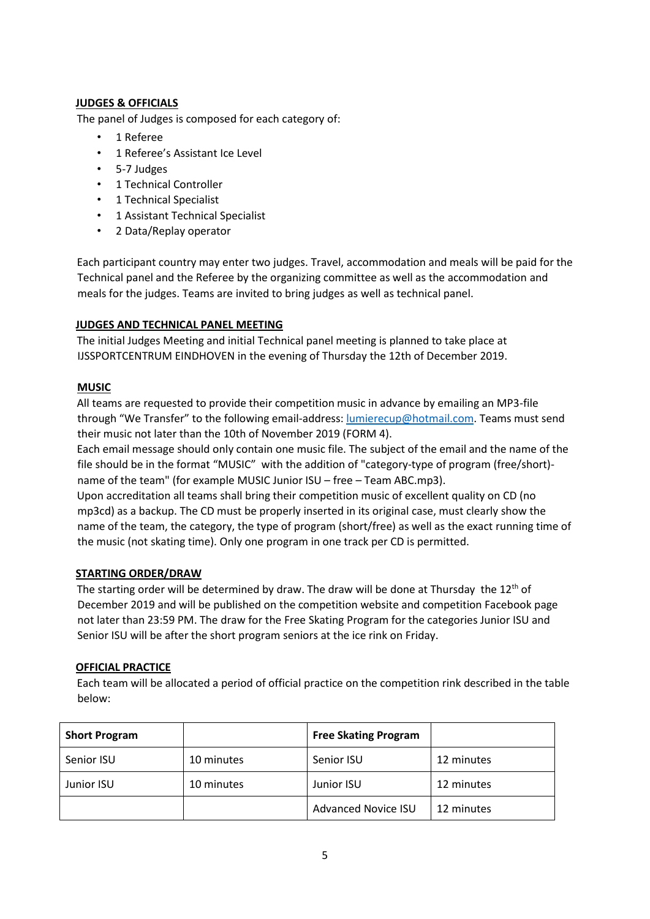## JUDGES & OFFICIALS

The panel of Judges is composed for each category of:

- 1 Referee
- 1 Referee's Assistant Ice Level
- 5-7 Judges
- 1 Technical Controller
- 1 Technical Specialist
- 1 Assistant Technical Specialist
- 2 Data/Replay operator

Each participant country may enter two judges. Travel, accommodation and meals will be paid for the Technical panel and the Referee by the organizing committee as well as the accommodation and meals for the judges. Teams are invited to bring judges as well as technical panel.

## JUDGES AND TECHNICAL PANEL MEETING

The initial Judges Meeting and initial Technical panel meeting is planned to take place at IJSSPORTCENTRUM EINDHOVEN in the evening of Thursday the 12th of December 2019.

## MUSIC

All teams are requested to provide their competition music in advance by emailing an MP3-file through "We Transfer" to the following email-address: lumierecup@hotmail.com. Teams must send their music not later than the 10th of November 2019 (FORM 4).

Each email message should only contain one music file. The subject of the email and the name of the file should be in the format "MUSIC" with the addition of "category-type of program (free/short)-name of the team" (for example MUSIC Junior ISU – free – Team ABC.mp3).

Upon accreditation all teams shall bring their competition music of excellent quality on CD (no mp3cd) as a backup. The CD must be properly inserted in its original case, must clearly show the name of the team, the category, the type of program (short/free) as well as the exact running time of the music (not skating time). Only one program in one track per CD is permitted.

## STARTING ORDER/DRAW

The starting order will be determined by draw. The draw will be done at Thursday the 12th of December 2019 and will be published on the competition website and competition Facebook page not later than 23:59 PM. The draw for the Free Skating Program for the categories Junior ISU and Senior ISU will be after the short program seniors at the ice rink on Friday.

## OFFICIAL PRACTICE

Each team will be allocated a period of official practice on the competition rink described in the table below:

| **Short Program** | | **Free Skating Program** | |
|---|---|---|---|
| Senior ISU | 10 minutes | Senior ISU | 12 minutes |
| Junior ISU | 10 minutes | Junior ISU | 12 minutes |
| | | Advanced Novice ISU | 12 minutes |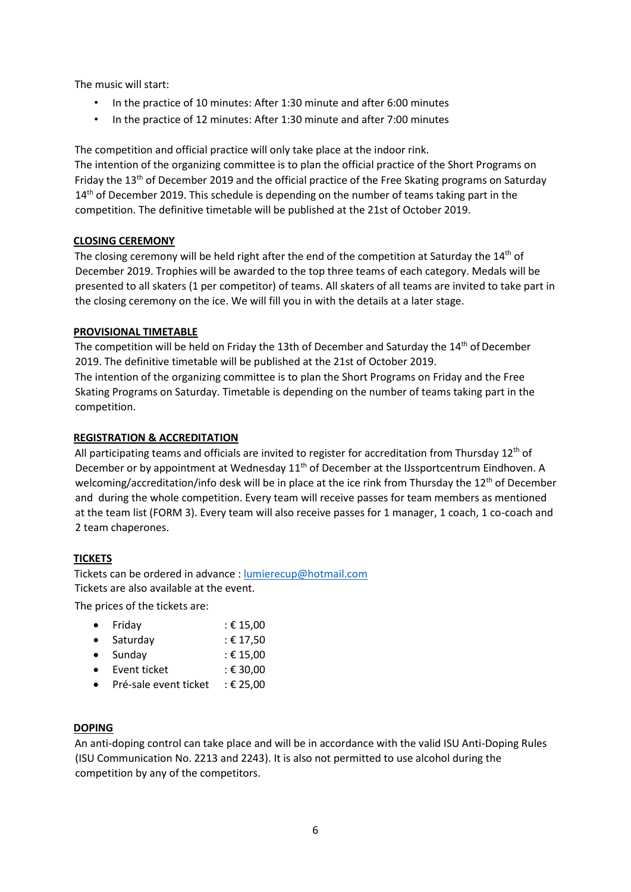The music will start:

- In the practice of 10 minutes: After 1:30 minute and after 6:00 minutes
- In the practice of 12 minutes: After 1:30 minute and after 7:00 minutes

The competition and official practice will only take place at the indoor rink.
The intention of the organizing committee is to plan the official practice of the Short Programs on Friday the 13th of December 2019 and the official practice of the Free Skating programs on Saturday 14th of December 2019. This schedule is depending on the number of teams taking part in the competition. The definitive timetable will be published at the 21st of October 2019.

## CLOSING CEREMONY

The closing ceremony will be held right after the end of the competition at Saturday the 14th of December 2019. Trophies will be awarded to the top three teams of each category. Medals will be presented to all skaters (1 per competitor) of teams. All skaters of all teams are invited to take part in the closing ceremony on the ice. We will fill you in with the details at a later stage.

## PROVISIONAL TIMETABLE

The competition will be held on Friday the 13th of December and Saturday the 14th of December 2019. The definitive timetable will be published at the 21st of October 2019.
The intention of the organizing committee is to plan the Short Programs on Friday and the Free Skating Programs on Saturday. Timetable is depending on the number of teams taking part in the competition.

## REGISTRATION & ACCREDITATION

All participating teams and officials are invited to register for accreditation from Thursday 12th of December or by appointment at Wednesday 11th of December at the IJssportcentrum Eindhoven. A welcoming/accreditation/info desk will be in place at the ice rink from Thursday the 12th of December and during the whole competition. Every team will receive passes for team members as mentioned at the team list (FORM 3). Every team will also receive passes for 1 manager, 1 coach, 1 co-coach and 2 team chaperones.

## TICKETS

Tickets can be ordered in advance : lumierecup@hotmail.com
Tickets are also available at the event.

The prices of the tickets are:

- Friday : € 15,00
- Saturday : € 17,50
- Sunday : € 15,00
- Event ticket : € 30,00
- Pré-sale event ticket : € 25,00

## DOPING

An anti-doping control can take place and will be in accordance with the valid ISU Anti-Doping Rules (ISU Communication No. 2213 and 2243). It is also not permitted to use alcohol during the competition by any of the competitors.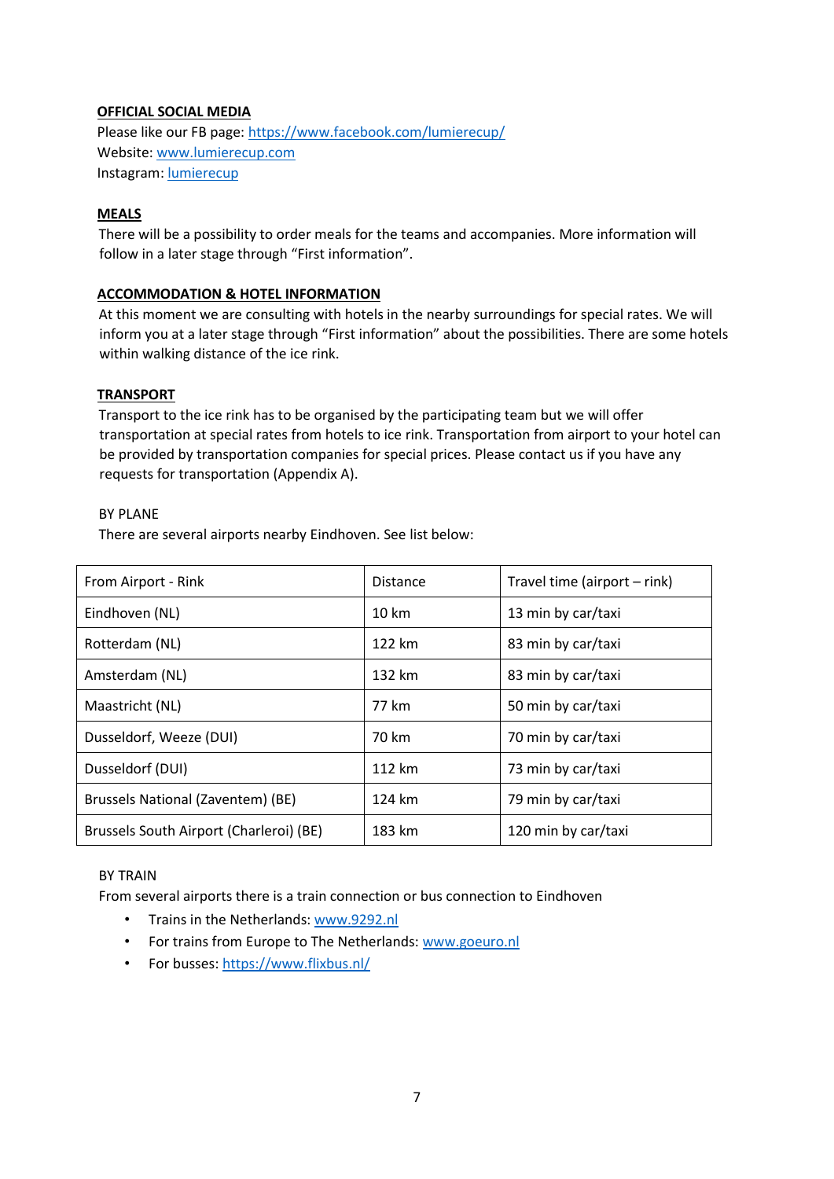**OFFICIAL SOCIAL MEDIA**

Please like our FB page: [https://www.facebook.com/lumierecup/](https://www.facebook.com/lumierecup/)
Website: [www.lumierecup.com](http://www.lumierecup.com)
Instagram: [lumierecup](lumierecup)

**MEALS**

There will be a possibility to order meals for the teams and accompanies. More information will follow in a later stage through "First information".

**ACCOMMODATION & HOTEL INFORMATION**

At this moment we are consulting with hotels in the nearby surroundings for special rates. We will inform you at a later stage through "First information" about the possibilities. There are some hotels within walking distance of the ice rink.

**TRANSPORT**

Transport to the ice rink has to be organised by the participating team but we will offer transportation at special rates from hotels to ice rink. Transportation from airport to your hotel can be provided by transportation companies for special prices. Please contact us if you have any requests for transportation (Appendix A).

BY PLANE

There are several airports nearby Eindhoven. See list below:

| From Airport - Rink | Distance | Travel time (airport – rink) |
|---|---|---|
| Eindhoven (NL) | 10 km | 13 min by car/taxi |
| Rotterdam (NL) | 122 km | 83 min by car/taxi |
| Amsterdam (NL) | 132 km | 83 min by car/taxi |
| Maastricht (NL) | 77 km | 50 min by car/taxi |
| Dusseldorf, Weeze (DUI) | 70 km | 70 min by car/taxi |
| Dusseldorf (DUI) | 112 km | 73 min by car/taxi |
| Brussels National (Zaventem) (BE) | 124 km | 79 min by car/taxi |
| Brussels South Airport (Charleroi) (BE) | 183 km | 120 min by car/taxi |

BY TRAIN

From several airports there is a train connection or bus connection to Eindhoven

- Trains in the Netherlands: [www.9292.nl](http://www.9292.nl)
- For trains from Europe to The Netherlands: [www.goeuro.nl](http://www.goeuro.nl)
- For busses: [https://www.flixbus.nl/](https://www.flixbus.nl/)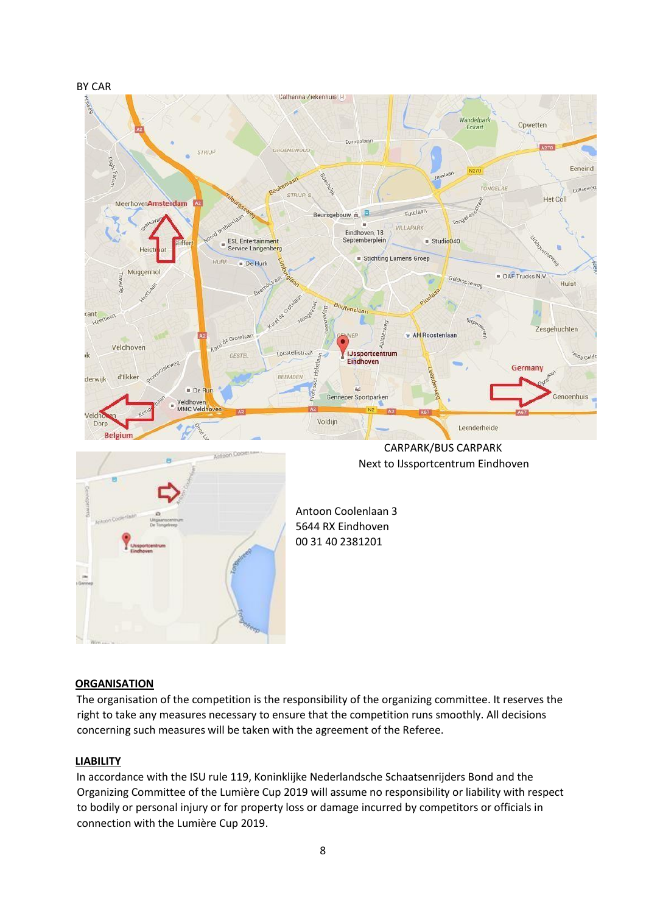BY CAR

CARPARK/BUS CARPARK
Next to IJssportcentrum Eindhoven

Antoon Coolenlaan 3
5644 RX Eindhoven
00 31 40 2381201

## ORGANISATION

The organisation of the competition is the responsibility of the organizing committee. It reserves the right to take any measures necessary to ensure that the competition runs smoothly. All decisions concerning such measures will be taken with the agreement of the Referee.

## LIABILITY

In accordance with the ISU rule 119, Koninklijke Nederlandsche Schaatsenrijders Bond and the Organizing Committee of the Lumière Cup 2019 will assume no responsibility or liability with respect to bodily or personal injury or for property loss or damage incurred by competitors or officials in connection with the Lumière Cup 2019.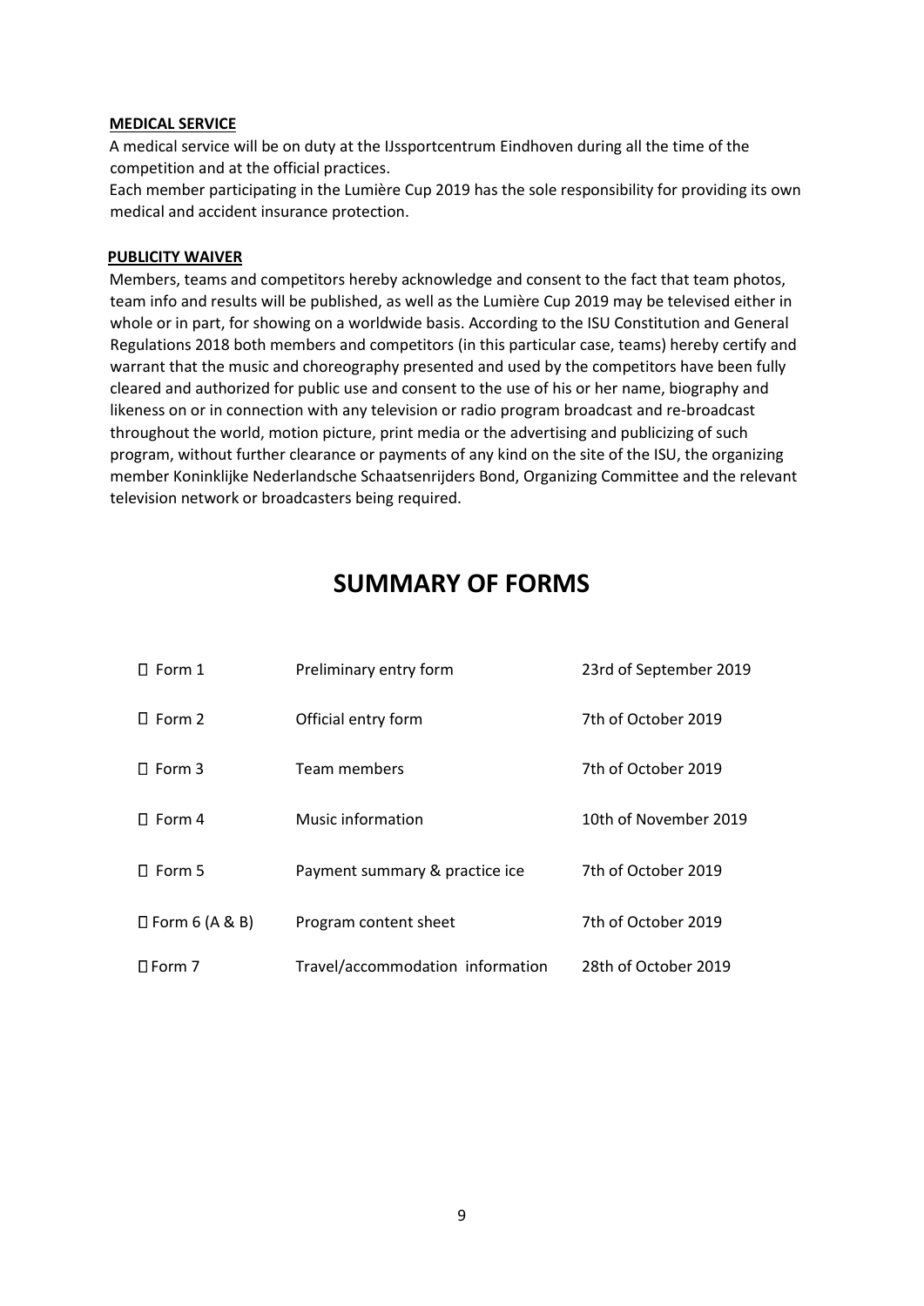**MEDICAL SERVICE**

A medical service will be on duty at the IJssportcentrum Eindhoven during all the time of the competition and at the official practices.
Each member participating in the Lumière Cup 2019 has the sole responsibility for providing its own medical and accident insurance protection.

**PUBLICITY WAIVER**

Members, teams and competitors hereby acknowledge and consent to the fact that team photos, team info and results will be published, as well as the Lumière Cup 2019 may be televised either in whole or in part, for showing on a worldwide basis. According to the ISU Constitution and General Regulations 2018 both members and competitors (in this particular case, teams) hereby certify and warrant that the music and choreography presented and used by the competitors have been fully cleared and authorized for public use and consent to the use of his or her name, biography and likeness on or in connection with any television or radio program broadcast and re-broadcast throughout the world, motion picture, print media or the advertising and publicizing of such program, without further clearance or payments of any kind on the site of the ISU, the organizing member Koninklijke Nederlandsche Schaatsenrijders Bond, Organizing Committee and the relevant television network or broadcasters being required.

# SUMMARY OF FORMS

| | | |
|---|---|---|
| Form 1 | Preliminary entry form | 23rd of September 2019 |
| Form 2 | Official entry form | 7th of October 2019 |
| Form 3 | Team members | 7th of October 2019 |
| Form 4 | Music information | 10th of November 2019 |
| Form 5 | Payment summary & practice ice | 7th of October 2019 |
| Form 6 (A & B) | Program content sheet | 7th of October 2019 |
| Form 7 | Travel/accommodation information | 28th of October 2019 |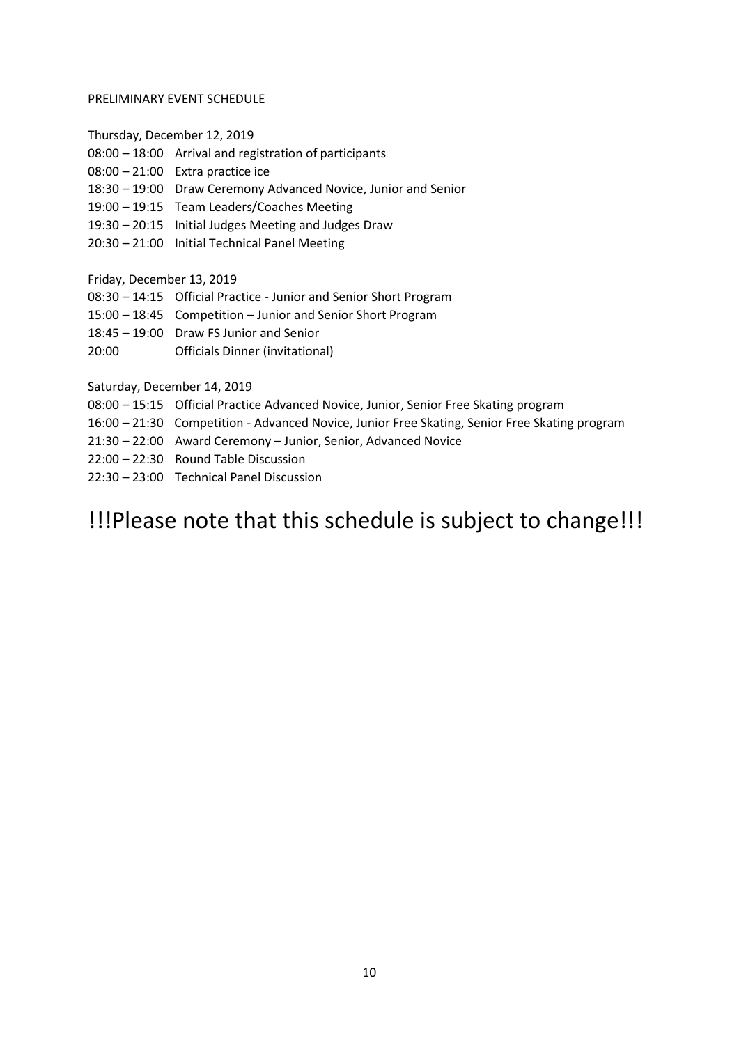PRELIMINARY EVENT SCHEDULE

Thursday, December 12, 2019

08:00 – 18:00 Arrival and registration of participants
08:00 – 21:00 Extra practice ice
18:30 – 19:00 Draw Ceremony Advanced Novice, Junior and Senior
19:00 – 19:15 Team Leaders/Coaches Meeting
19:30 – 20:15 Initial Judges Meeting and Judges Draw
20:30 – 21:00 Initial Technical Panel Meeting

Friday, December 13, 2019

08:30 – 14:15 Official Practice - Junior and Senior Short Program
15:00 – 18:45 Competition – Junior and Senior Short Program
18:45 – 19:00 Draw FS Junior and Senior
20:00 Officials Dinner (invitational)

Saturday, December 14, 2019

08:00 – 15:15 Official Practice Advanced Novice, Junior, Senior Free Skating program
16:00 – 21:30 Competition - Advanced Novice, Junior Free Skating, Senior Free Skating program
21:30 – 22:00 Award Ceremony – Junior, Senior, Advanced Novice
22:00 – 22:30 Round Table Discussion
22:30 – 23:00 Technical Panel Discussion

## !!!Please note that this schedule is subject to change!!!